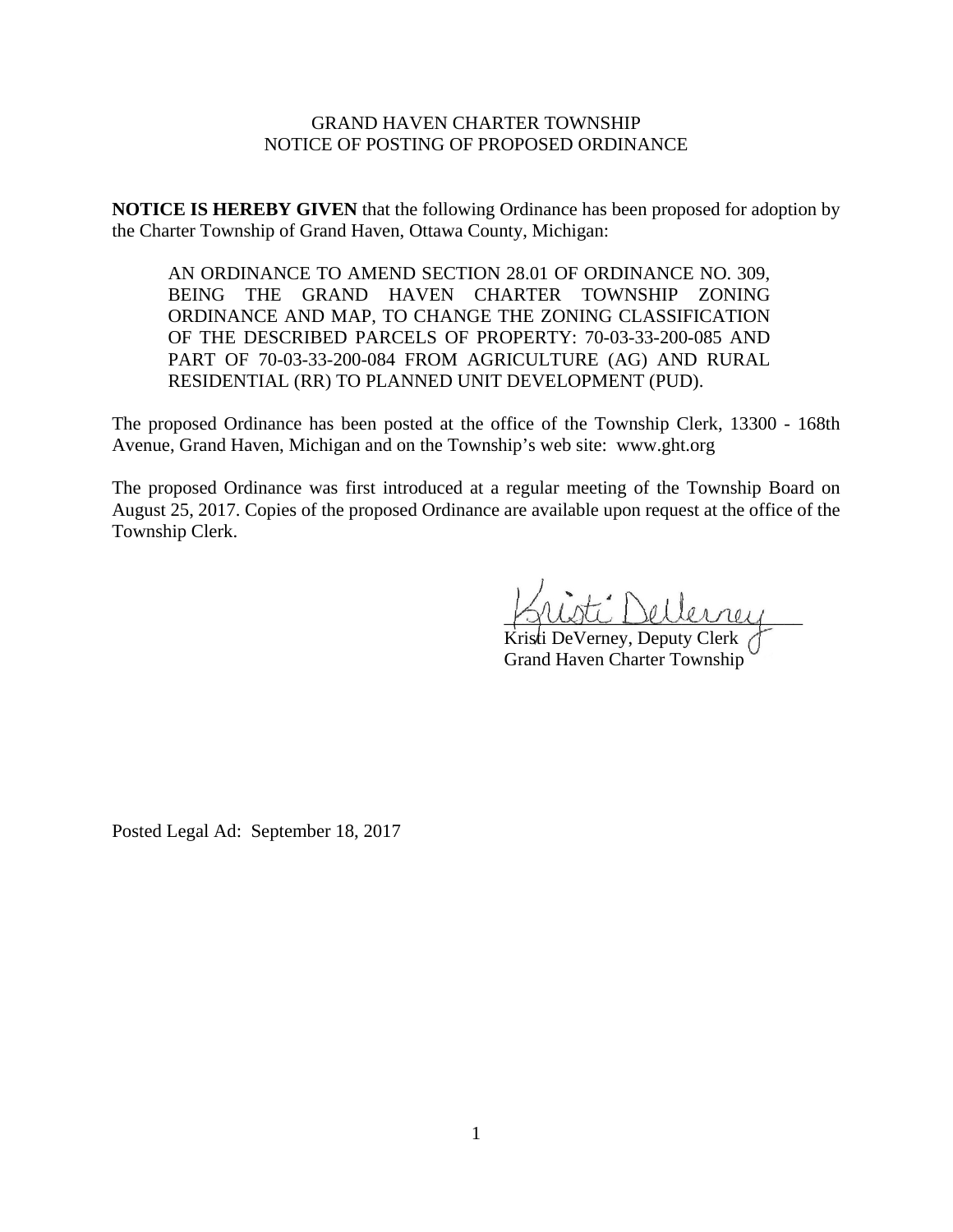GRAND HAVEN CHARTER TOWNSHIP
NOTICE OF POSTING OF PROPOSED ORDINANCE

**NOTICE IS HEREBY GIVEN** that the following Ordinance has been proposed for adoption by the Charter Township of Grand Haven, Ottawa County, Michigan:

> AN ORDINANCE TO AMEND SECTION 28.01 OF ORDINANCE NO. 309, BEING THE GRAND HAVEN CHARTER TOWNSHIP ZONING ORDINANCE AND MAP, TO CHANGE THE ZONING CLASSIFICATION OF THE DESCRIBED PARCELS OF PROPERTY: 70-03-33-200-085 AND PART OF 70-03-33-200-084 FROM AGRICULTURE (AG) AND RURAL RESIDENTIAL (RR) TO PLANNED UNIT DEVELOPMENT (PUD).

The proposed Ordinance has been posted at the office of the Township Clerk, 13300 - 168th Avenue, Grand Haven, Michigan and on the Township's web site: www.ght.org

The proposed Ordinance was first introduced at a regular meeting of the Township Board on August 25, 2017. Copies of the proposed Ordinance are available upon request at the office of the Township Clerk.

Kristi DeVerney, Deputy Clerk
Grand Haven Charter Township

Posted Legal Ad: September 18, 2017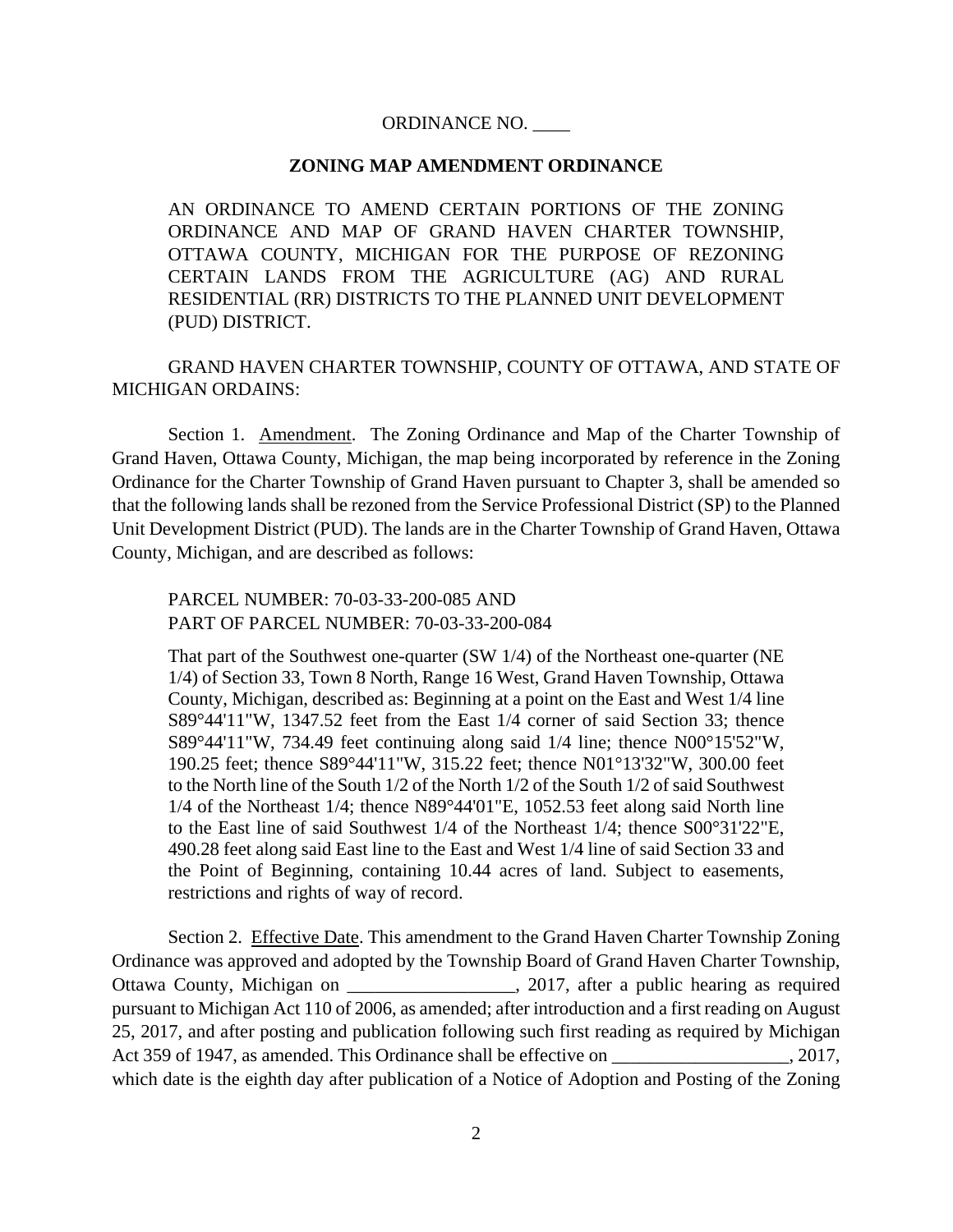ORDINANCE NO. ____

**ZONING MAP AMENDMENT ORDINANCE**

AN ORDINANCE TO AMEND CERTAIN PORTIONS OF THE ZONING ORDINANCE AND MAP OF GRAND HAVEN CHARTER TOWNSHIP, OTTAWA COUNTY, MICHIGAN FOR THE PURPOSE OF REZONING CERTAIN LANDS FROM THE AGRICULTURE (AG) AND RURAL RESIDENTIAL (RR) DISTRICTS TO THE PLANNED UNIT DEVELOPMENT (PUD) DISTRICT.

GRAND HAVEN CHARTER TOWNSHIP, COUNTY OF OTTAWA, AND STATE OF MICHIGAN ORDAINS:

Section 1. Amendment. The Zoning Ordinance and Map of the Charter Township of Grand Haven, Ottawa County, Michigan, the map being incorporated by reference in the Zoning Ordinance for the Charter Township of Grand Haven pursuant to Chapter 3, shall be amended so that the following lands shall be rezoned from the Service Professional District (SP) to the Planned Unit Development District (PUD). The lands are in the Charter Township of Grand Haven, Ottawa County, Michigan, and are described as follows:

PARCEL NUMBER: 70-03-33-200-085 AND
PART OF PARCEL NUMBER: 70-03-33-200-084

That part of the Southwest one-quarter (SW 1/4) of the Northeast one-quarter (NE 1/4) of Section 33, Town 8 North, Range 16 West, Grand Haven Township, Ottawa County, Michigan, described as: Beginning at a point on the East and West 1/4 line S89°44'11"W, 1347.52 feet from the East 1/4 corner of said Section 33; thence S89°44'11"W, 734.49 feet continuing along said 1/4 line; thence N00°15'52"W, 190.25 feet; thence S89°44'11"W, 315.22 feet; thence N01°13'32"W, 300.00 feet to the North line of the South 1/2 of the North 1/2 of the South 1/2 of said Southwest 1/4 of the Northeast 1/4; thence N89°44'01"E, 1052.53 feet along said North line to the East line of said Southwest 1/4 of the Northeast 1/4; thence S00°31'22"E, 490.28 feet along said East line to the East and West 1/4 line of said Section 33 and the Point of Beginning, containing 10.44 acres of land. Subject to easements, restrictions and rights of way of record.

Section 2. Effective Date. This amendment to the Grand Haven Charter Township Zoning Ordinance was approved and adopted by the Township Board of Grand Haven Charter Township, Ottawa County, Michigan on __________________, 2017, after a public hearing as required pursuant to Michigan Act 110 of 2006, as amended; after introduction and a first reading on August 25, 2017, and after posting and publication following such first reading as required by Michigan Act 359 of 1947, as amended. This Ordinance shall be effective on ___________________, 2017, which date is the eighth day after publication of a Notice of Adoption and Posting of the Zoning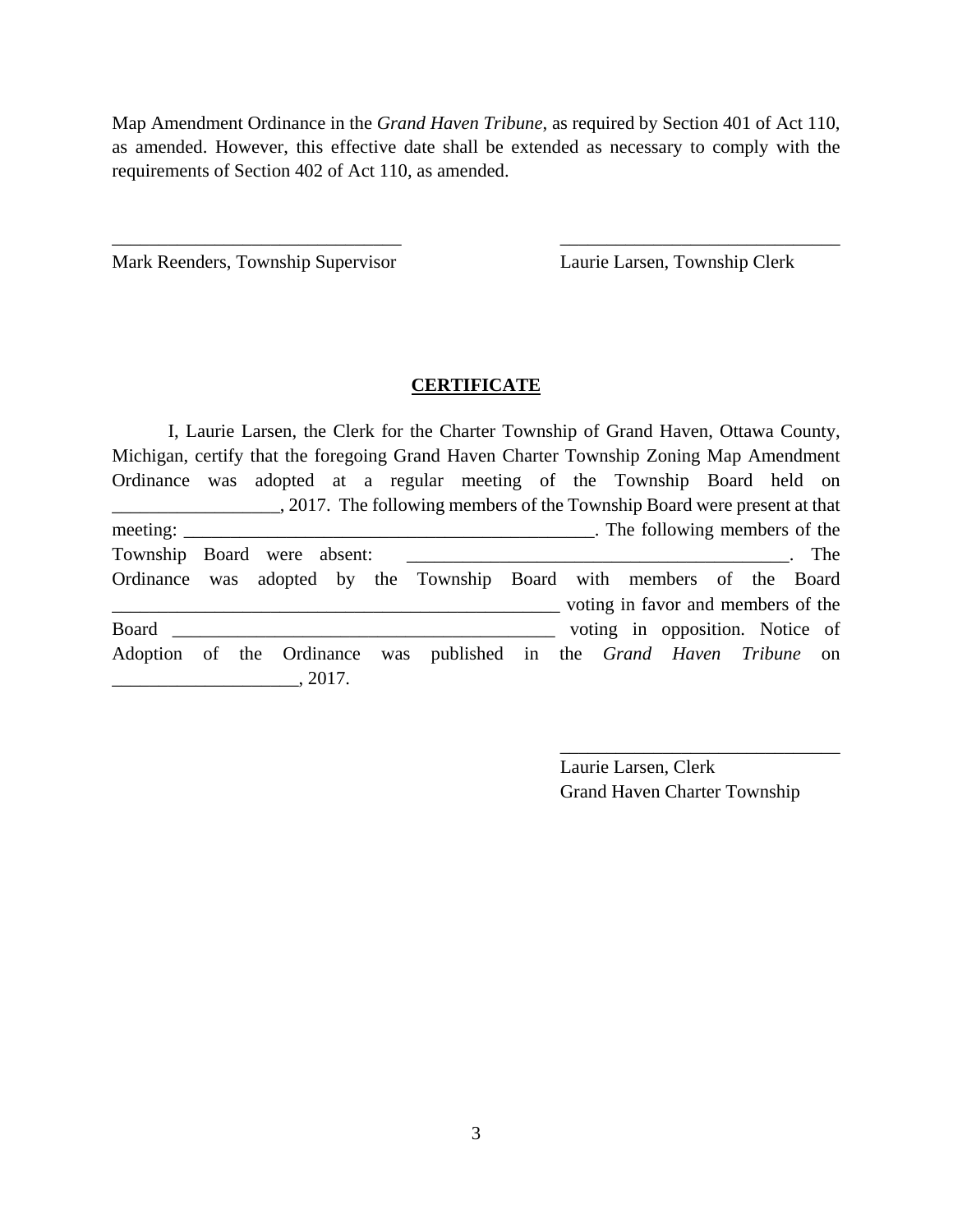Map Amendment Ordinance in the *Grand Haven Tribune*, as required by Section 401 of Act 110, as amended. However, this effective date shall be extended as necessary to comply with the requirements of Section 402 of Act 110, as amended.

\_\_\_\_\_\_\_\_\_\_\_\_\_\_\_\_\_\_\_\_\_\_\_\_\_\_\_\_\_\_\_\_ Mark Reenders, Township Supervisor

\_\_\_\_\_\_\_\_\_\_\_\_\_\_\_\_\_\_\_\_\_\_\_\_\_\_\_\_\_\_\_ Laurie Larsen, Township Clerk

**<u>CERTIFICATE</u>**

I, Laurie Larsen, the Clerk for the Charter Township of Grand Haven, Ottawa County, Michigan, certify that the foregoing Grand Haven Charter Township Zoning Map Amendment Ordinance was adopted at a regular meeting of the Township Board held on \_\_\_\_\_\_\_\_\_\_\_\_\_\_\_\_\_\_, 2017. The following members of the Township Board were present at that meeting: \_\_\_\_\_\_\_\_\_\_\_\_\_\_\_\_\_\_\_\_\_\_\_\_\_\_\_\_\_\_\_\_\_\_\_\_\_\_\_\_\_\_\_\_\_\_. The following members of the Township Board were absent: \_\_\_\_\_\_\_\_\_\_\_\_\_\_\_\_\_\_\_\_\_\_\_\_\_\_\_\_\_\_\_\_\_\_\_\_\_\_\_\_\_\_. The Ordinance was adopted by the Township Board with members of the Board \_\_\_\_\_\_\_\_\_\_\_\_\_\_\_\_\_\_\_\_\_\_\_\_\_\_\_\_\_\_\_\_\_\_\_\_\_\_\_\_\_\_\_\_\_\_\_\_\_\_ voting in favor and members of the Board \_\_\_\_\_\_\_\_\_\_\_\_\_\_\_\_\_\_\_\_\_\_\_\_\_\_\_\_\_\_\_\_\_\_\_\_\_\_\_\_\_\_ voting in opposition. Notice of Adoption of the Ordinance was published in the *Grand Haven Tribune* on \_\_\_\_\_\_\_\_\_\_\_\_\_\_\_\_\_\_\_\_, 2017.

\_\_\_\_\_\_\_\_\_\_\_\_\_\_\_\_\_\_\_\_\_\_\_\_\_\_\_\_\_\_\_
Laurie Larsen, Clerk
Grand Haven Charter Township